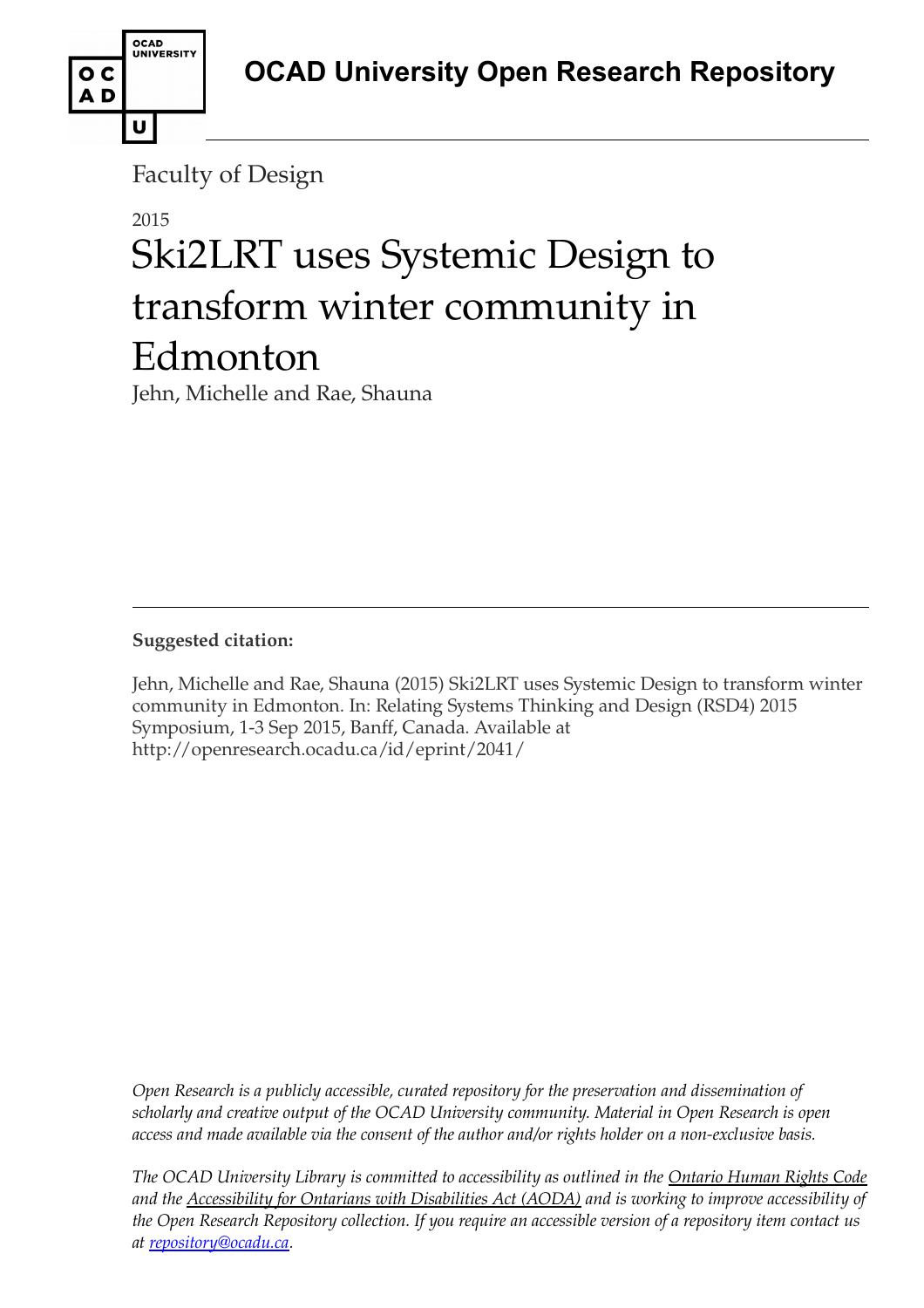OCAD University Open Research Repository

Faculty of Design

2015

# Ski2LRT uses Systemic Design to transform winter community in Edmonton

Jehn, Michelle and Rae, Shauna

**Suggested citation:**

Jehn, Michelle and Rae, Shauna (2015) Ski2LRT uses Systemic Design to transform winter community in Edmonton. In: Relating Systems Thinking and Design (RSD4) 2015 Symposium, 1-3 Sep 2015, Banff, Canada. Available at http://openresearch.ocadu.ca/id/eprint/2041/

*Open Research is a publicly accessible, curated repository for the preservation and dissemination of scholarly and creative output of the OCAD University community. Material in Open Research is open access and made available via the consent of the author and/or rights holder on a non-exclusive basis.*

*The OCAD University Library is committed to accessibility as outlined in the Ontario Human Rights Code and the Accessibility for Ontarians with Disabilities Act (AODA) and is working to improve accessibility of the Open Research Repository collection. If you require an accessible version of a repository item contact us at repository@ocadu.ca.*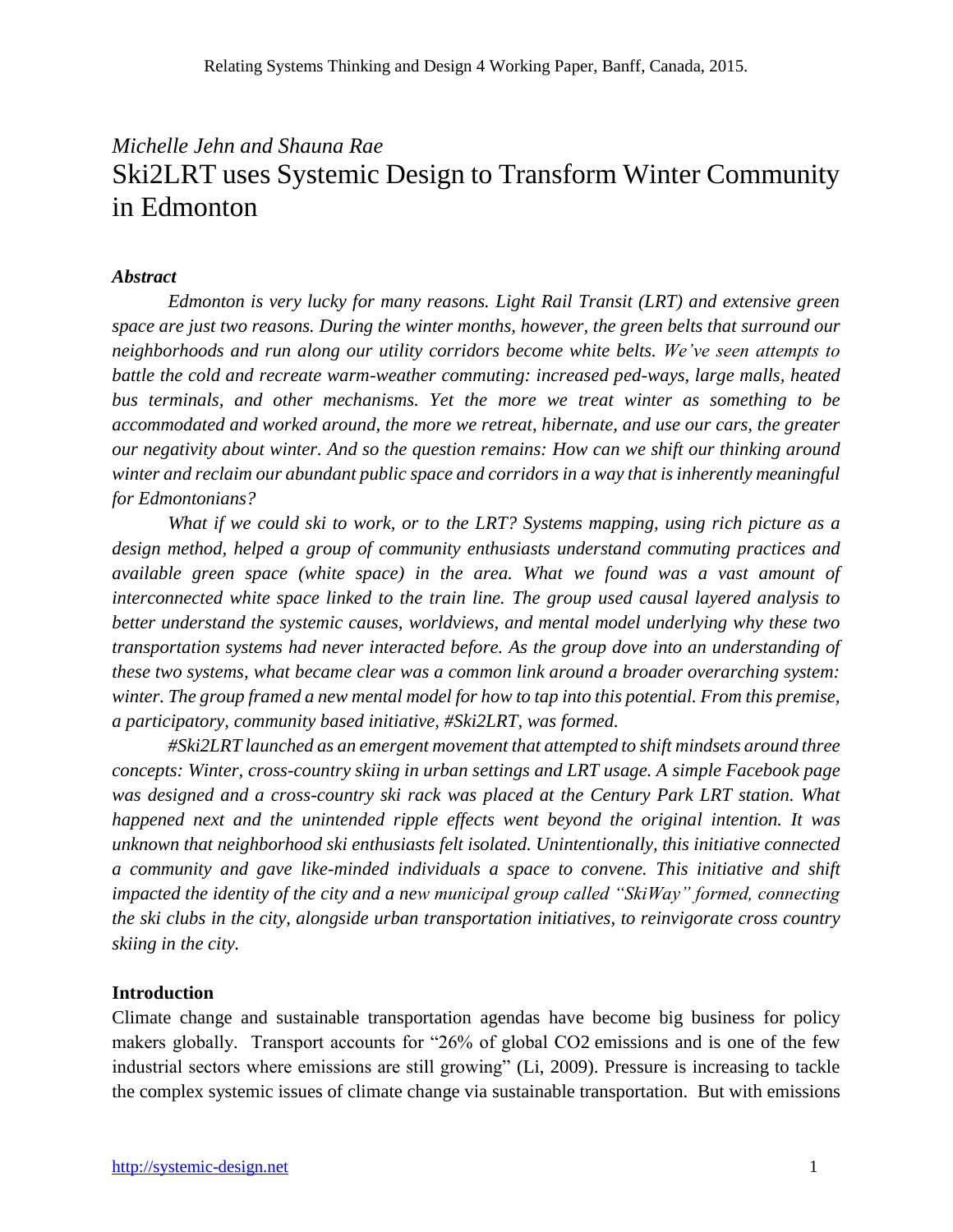*Michelle Jehn and Shauna Rae*

# Ski2LRT uses Systemic Design to Transform Winter Community in Edmonton

***Abstract***

*Edmonton is very lucky for many reasons. Light Rail Transit (LRT) and extensive green space are just two reasons. During the winter months, however, the green belts that surround our neighborhoods and run along our utility corridors become white belts. We've seen attempts to battle the cold and recreate warm-weather commuting: increased ped-ways, large malls, heated bus terminals, and other mechanisms. Yet the more we treat winter as something to be accommodated and worked around, the more we retreat, hibernate, and use our cars, the greater our negativity about winter. And so the question remains: How can we shift our thinking around winter and reclaim our abundant public space and corridors in a way that is inherently meaningful for Edmontonians?*

*What if we could ski to work, or to the LRT? Systems mapping, using rich picture as a design method, helped a group of community enthusiasts understand commuting practices and available green space (white space) in the area. What we found was a vast amount of interconnected white space linked to the train line. The group used causal layered analysis to better understand the systemic causes, worldviews, and mental model underlying why these two transportation systems had never interacted before. As the group dove into an understanding of these two systems, what became clear was a common link around a broader overarching system: winter. The group framed a new mental model for how to tap into this potential. From this premise, a participatory, community based initiative, #Ski2LRT, was formed.*

*#Ski2LRT launched as an emergent movement that attempted to shift mindsets around three concepts: Winter, cross-country skiing in urban settings and LRT usage. A simple Facebook page was designed and a cross-country ski rack was placed at the Century Park LRT station. What happened next and the unintended ripple effects went beyond the original intention. It was unknown that neighborhood ski enthusiasts felt isolated. Unintentionally, this initiative connected a community and gave like-minded individuals a space to convene. This initiative and shift impacted the identity of the city and a new municipal group called "SkiWay" formed, connecting the ski clubs in the city, alongside urban transportation initiatives, to reinvigorate cross country skiing in the city.*

**Introduction**

Climate change and sustainable transportation agendas have become big business for policy makers globally. Transport accounts for "26% of global $CO_2$ emissions and is one of the few industrial sectors where emissions are still growing" (Li, 2009). Pressure is increasing to tackle the complex systemic issues of climate change via sustainable transportation. But with emissions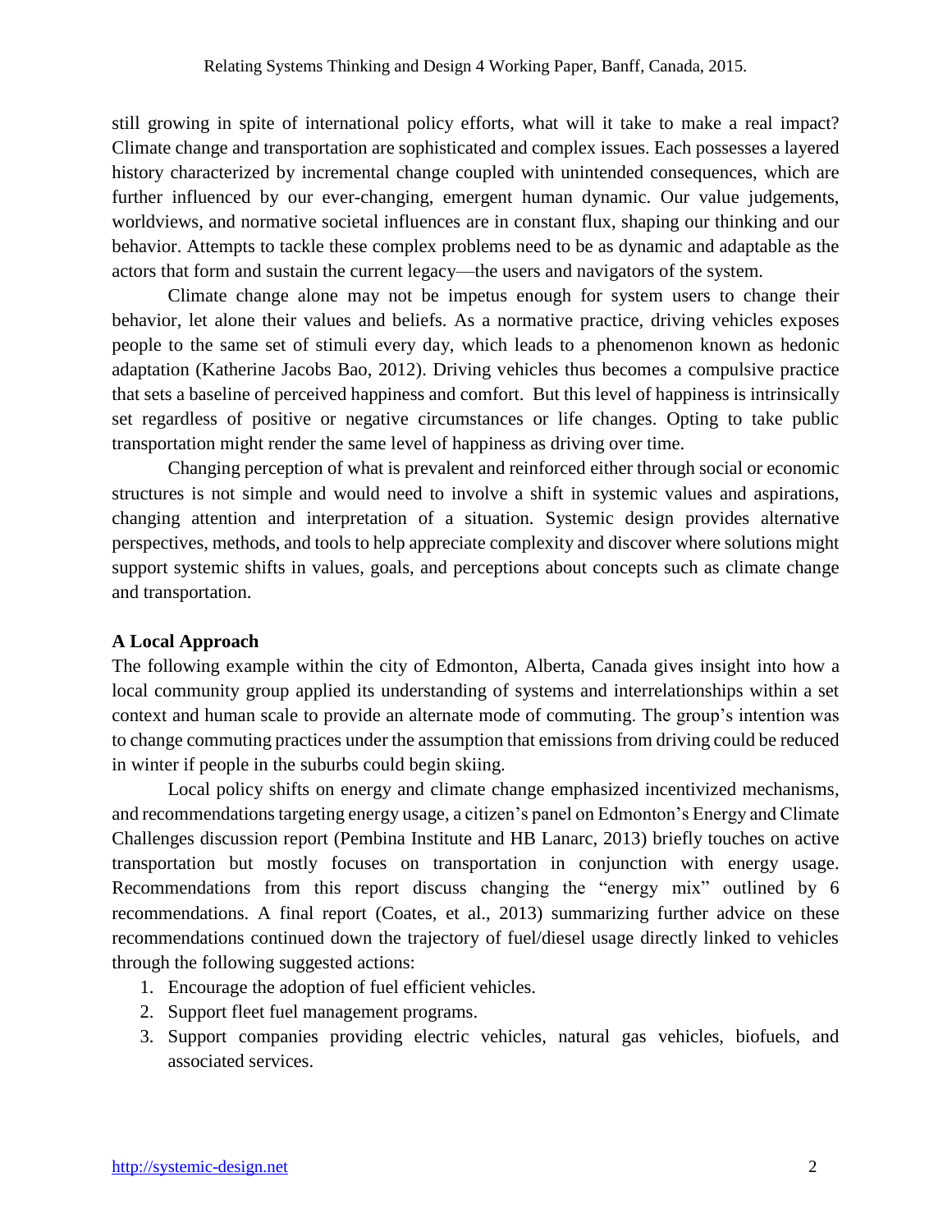still growing in spite of international policy efforts, what will it take to make a real impact? Climate change and transportation are sophisticated and complex issues. Each possesses a layered history characterized by incremental change coupled with unintended consequences, which are further influenced by our ever-changing, emergent human dynamic. Our value judgements, worldviews, and normative societal influences are in constant flux, shaping our thinking and our behavior. Attempts to tackle these complex problems need to be as dynamic and adaptable as the actors that form and sustain the current legacy—the users and navigators of the system.

Climate change alone may not be impetus enough for system users to change their behavior, let alone their values and beliefs. As a normative practice, driving vehicles exposes people to the same set of stimuli every day, which leads to a phenomenon known as hedonic adaptation (Katherine Jacobs Bao, 2012). Driving vehicles thus becomes a compulsive practice that sets a baseline of perceived happiness and comfort. But this level of happiness is intrinsically set regardless of positive or negative circumstances or life changes. Opting to take public transportation might render the same level of happiness as driving over time.

Changing perception of what is prevalent and reinforced either through social or economic structures is not simple and would need to involve a shift in systemic values and aspirations, changing attention and interpretation of a situation. Systemic design provides alternative perspectives, methods, and tools to help appreciate complexity and discover where solutions might support systemic shifts in values, goals, and perceptions about concepts such as climate change and transportation.

## A Local Approach

The following example within the city of Edmonton, Alberta, Canada gives insight into how a local community group applied its understanding of systems and interrelationships within a set context and human scale to provide an alternate mode of commuting. The group's intention was to change commuting practices under the assumption that emissions from driving could be reduced in winter if people in the suburbs could begin skiing.

Local policy shifts on energy and climate change emphasized incentivized mechanisms, and recommendations targeting energy usage, a citizen's panel on Edmonton's Energy and Climate Challenges discussion report (Pembina Institute and HB Lanarc, 2013) briefly touches on active transportation but mostly focuses on transportation in conjunction with energy usage. Recommendations from this report discuss changing the "energy mix" outlined by 6 recommendations. A final report (Coates, et al., 2013) summarizing further advice on these recommendations continued down the trajectory of fuel/diesel usage directly linked to vehicles through the following suggested actions:

1. Encourage the adoption of fuel efficient vehicles.
2. Support fleet fuel management programs.
3. Support companies providing electric vehicles, natural gas vehicles, biofuels, and associated services.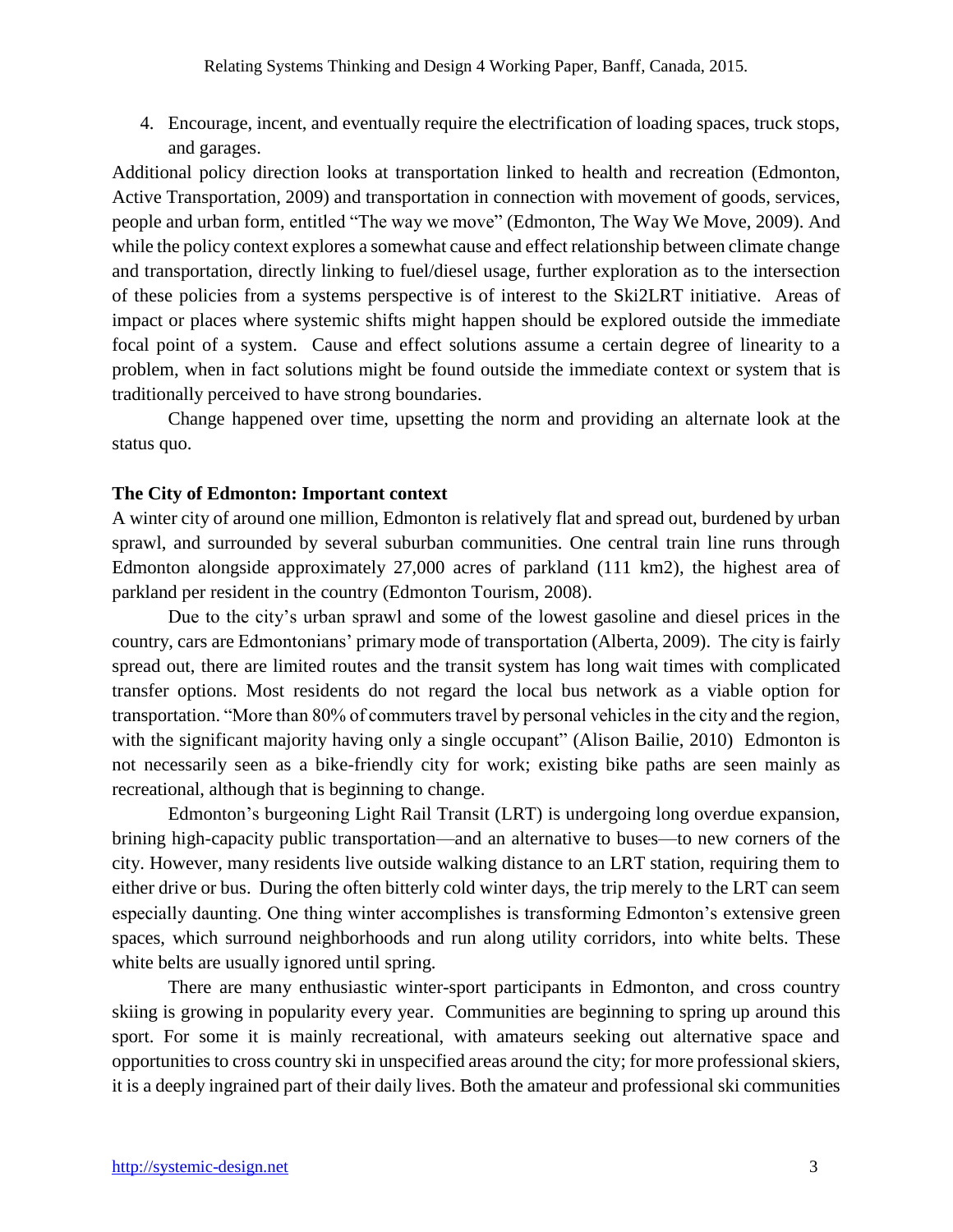4. Encourage, incent, and eventually require the electrification of loading spaces, truck stops, and garages.

Additional policy direction looks at transportation linked to health and recreation (Edmonton, Active Transportation, 2009) and transportation in connection with movement of goods, services, people and urban form, entitled "The way we move" (Edmonton, The Way We Move, 2009). And while the policy context explores a somewhat cause and effect relationship between climate change and transportation, directly linking to fuel/diesel usage, further exploration as to the intersection of these policies from a systems perspective is of interest to the Ski2LRT initiative. Areas of impact or places where systemic shifts might happen should be explored outside the immediate focal point of a system. Cause and effect solutions assume a certain degree of linearity to a problem, when in fact solutions might be found outside the immediate context or system that is traditionally perceived to have strong boundaries.

Change happened over time, upsetting the norm and providing an alternate look at the status quo.

**The City of Edmonton: Important context**

A winter city of around one million, Edmonton is relatively flat and spread out, burdened by urban sprawl, and surrounded by several suburban communities. One central train line runs through Edmonton alongside approximately 27,000 acres of parkland (111 km2), the highest area of parkland per resident in the country (Edmonton Tourism, 2008).

Due to the city's urban sprawl and some of the lowest gasoline and diesel prices in the country, cars are Edmontonians' primary mode of transportation (Alberta, 2009). The city is fairly spread out, there are limited routes and the transit system has long wait times with complicated transfer options. Most residents do not regard the local bus network as a viable option for transportation. "More than 80% of commuters travel by personal vehicles in the city and the region, with the significant majority having only a single occupant" (Alison Bailie, 2010) Edmonton is not necessarily seen as a bike-friendly city for work; existing bike paths are seen mainly as recreational, although that is beginning to change.

Edmonton's burgeoning Light Rail Transit (LRT) is undergoing long overdue expansion, brining high-capacity public transportation—and an alternative to buses—to new corners of the city. However, many residents live outside walking distance to an LRT station, requiring them to either drive or bus. During the often bitterly cold winter days, the trip merely to the LRT can seem especially daunting. One thing winter accomplishes is transforming Edmonton's extensive green spaces, which surround neighborhoods and run along utility corridors, into white belts. These white belts are usually ignored until spring.

There are many enthusiastic winter-sport participants in Edmonton, and cross country skiing is growing in popularity every year. Communities are beginning to spring up around this sport. For some it is mainly recreational, with amateurs seeking out alternative space and opportunities to cross country ski in unspecified areas around the city; for more professional skiers, it is a deeply ingrained part of their daily lives. Both the amateur and professional ski communities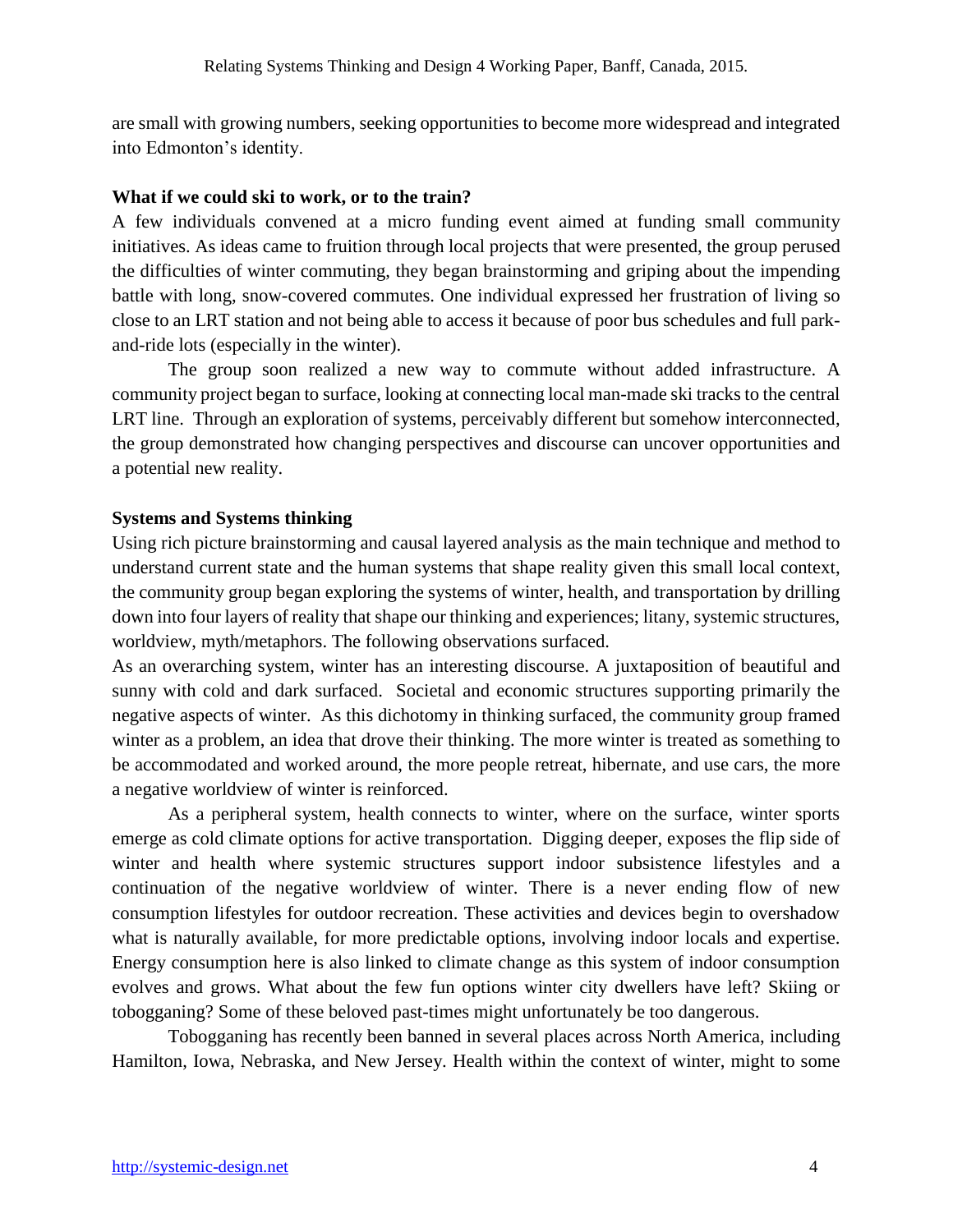are small with growing numbers, seeking opportunities to become more widespread and integrated into Edmonton's identity.

**What if we could ski to work, or to the train?**

A few individuals convened at a micro funding event aimed at funding small community initiatives. As ideas came to fruition through local projects that were presented, the group perused the difficulties of winter commuting, they began brainstorming and griping about the impending battle with long, snow-covered commutes. One individual expressed her frustration of living so close to an LRT station and not being able to access it because of poor bus schedules and full park-and-ride lots (especially in the winter).

The group soon realized a new way to commute without added infrastructure. A community project began to surface, looking at connecting local man-made ski tracks to the central LRT line. Through an exploration of systems, perceivably different but somehow interconnected, the group demonstrated how changing perspectives and discourse can uncover opportunities and a potential new reality.

**Systems and Systems thinking**

Using rich picture brainstorming and causal layered analysis as the main technique and method to understand current state and the human systems that shape reality given this small local context, the community group began exploring the systems of winter, health, and transportation by drilling down into four layers of reality that shape our thinking and experiences; litany, systemic structures, worldview, myth/metaphors. The following observations surfaced.

As an overarching system, winter has an interesting discourse. A juxtaposition of beautiful and sunny with cold and dark surfaced. Societal and economic structures supporting primarily the negative aspects of winter. As this dichotomy in thinking surfaced, the community group framed winter as a problem, an idea that drove their thinking. The more winter is treated as something to be accommodated and worked around, the more people retreat, hibernate, and use cars, the more a negative worldview of winter is reinforced.

As a peripheral system, health connects to winter, where on the surface, winter sports emerge as cold climate options for active transportation. Digging deeper, exposes the flip side of winter and health where systemic structures support indoor subsistence lifestyles and a continuation of the negative worldview of winter. There is a never ending flow of new consumption lifestyles for outdoor recreation. These activities and devices begin to overshadow what is naturally available, for more predictable options, involving indoor locals and expertise. Energy consumption here is also linked to climate change as this system of indoor consumption evolves and grows. What about the few fun options winter city dwellers have left? Skiing or tobogganing? Some of these beloved past-times might unfortunately be too dangerous.

Tobogganing has recently been banned in several places across North America, including Hamilton, Iowa, Nebraska, and New Jersey. Health within the context of winter, might to some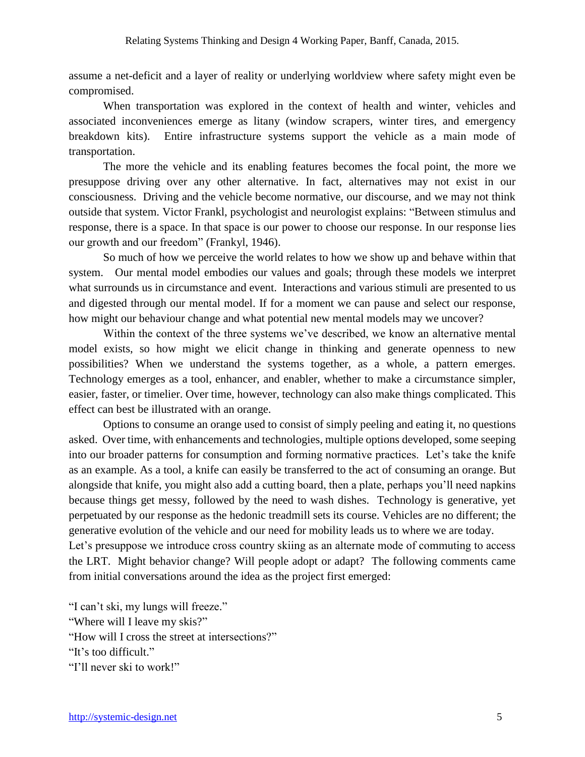assume a net-deficit and a layer of reality or underlying worldview where safety might even be compromised.

When transportation was explored in the context of health and winter, vehicles and associated inconveniences emerge as litany (window scrapers, winter tires, and emergency breakdown kits). Entire infrastructure systems support the vehicle as a main mode of transportation.

The more the vehicle and its enabling features becomes the focal point, the more we presuppose driving over any other alternative. In fact, alternatives may not exist in our consciousness. Driving and the vehicle become normative, our discourse, and we may not think outside that system. Victor Frankl, psychologist and neurologist explains: "Between stimulus and response, there is a space. In that space is our power to choose our response. In our response lies our growth and our freedom" (Frankyl, 1946).

So much of how we perceive the world relates to how we show up and behave within that system. Our mental model embodies our values and goals; through these models we interpret what surrounds us in circumstance and event. Interactions and various stimuli are presented to us and digested through our mental model. If for a moment we can pause and select our response, how might our behaviour change and what potential new mental models may we uncover?

Within the context of the three systems we've described, we know an alternative mental model exists, so how might we elicit change in thinking and generate openness to new possibilities? When we understand the systems together, as a whole, a pattern emerges. Technology emerges as a tool, enhancer, and enabler, whether to make a circumstance simpler, easier, faster, or timelier. Over time, however, technology can also make things complicated. This effect can best be illustrated with an orange.

Options to consume an orange used to consist of simply peeling and eating it, no questions asked. Over time, with enhancements and technologies, multiple options developed, some seeping into our broader patterns for consumption and forming normative practices. Let's take the knife as an example. As a tool, a knife can easily be transferred to the act of consuming an orange. But alongside that knife, you might also add a cutting board, then a plate, perhaps you'll need napkins because things get messy, followed by the need to wash dishes. Technology is generative, yet perpetuated by our response as the hedonic treadmill sets its course. Vehicles are no different; the generative evolution of the vehicle and our need for mobility leads us to where we are today.

Let's presuppose we introduce cross country skiing as an alternate mode of commuting to access the LRT. Might behavior change? Will people adopt or adapt? The following comments came from initial conversations around the idea as the project first emerged:

"I can't ski, my lungs will freeze."  
"Where will I leave my skis?"  
"How will I cross the street at intersections?"  
"It's too difficult."  
"I'll never ski to work!"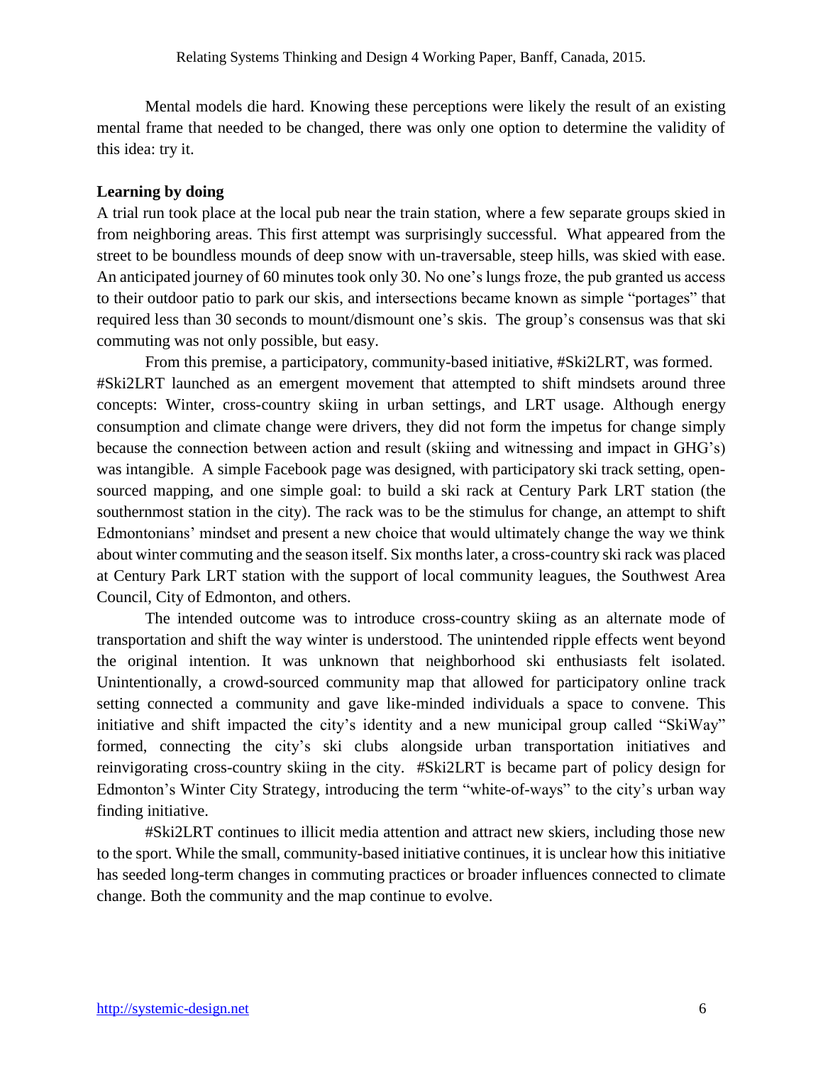Mental models die hard. Knowing these perceptions were likely the result of an existing mental frame that needed to be changed, there was only one option to determine the validity of this idea: try it.

**Learning by doing**

A trial run took place at the local pub near the train station, where a few separate groups skied in from neighboring areas. This first attempt was surprisingly successful. What appeared from the street to be boundless mounds of deep snow with un-traversable, steep hills, was skied with ease. An anticipated journey of 60 minutes took only 30. No one's lungs froze, the pub granted us access to their outdoor patio to park our skis, and intersections became known as simple "portages" that required less than 30 seconds to mount/dismount one's skis. The group's consensus was that ski commuting was not only possible, but easy.

From this premise, a participatory, community-based initiative, #Ski2LRT, was formed. #Ski2LRT launched as an emergent movement that attempted to shift mindsets around three concepts: Winter, cross-country skiing in urban settings, and LRT usage. Although energy consumption and climate change were drivers, they did not form the impetus for change simply because the connection between action and result (skiing and witnessing and impact in GHG's) was intangible. A simple Facebook page was designed, with participatory ski track setting, open-sourced mapping, and one simple goal: to build a ski rack at Century Park LRT station (the southernmost station in the city). The rack was to be the stimulus for change, an attempt to shift Edmontonians' mindset and present a new choice that would ultimately change the way we think about winter commuting and the season itself. Six months later, a cross-country ski rack was placed at Century Park LRT station with the support of local community leagues, the Southwest Area Council, City of Edmonton, and others.

The intended outcome was to introduce cross-country skiing as an alternate mode of transportation and shift the way winter is understood. The unintended ripple effects went beyond the original intention. It was unknown that neighborhood ski enthusiasts felt isolated. Unintentionally, a crowd-sourced community map that allowed for participatory online track setting connected a community and gave like-minded individuals a space to convene. This initiative and shift impacted the city's identity and a new municipal group called "SkiWay" formed, connecting the city's ski clubs alongside urban transportation initiatives and reinvigorating cross-country skiing in the city. #Ski2LRT is became part of policy design for Edmonton's Winter City Strategy, introducing the term "white-of-ways" to the city's urban way finding initiative.

#Ski2LRT continues to illicit media attention and attract new skiers, including those new to the sport. While the small, community-based initiative continues, it is unclear how this initiative has seeded long-term changes in commuting practices or broader influences connected to climate change. Both the community and the map continue to evolve.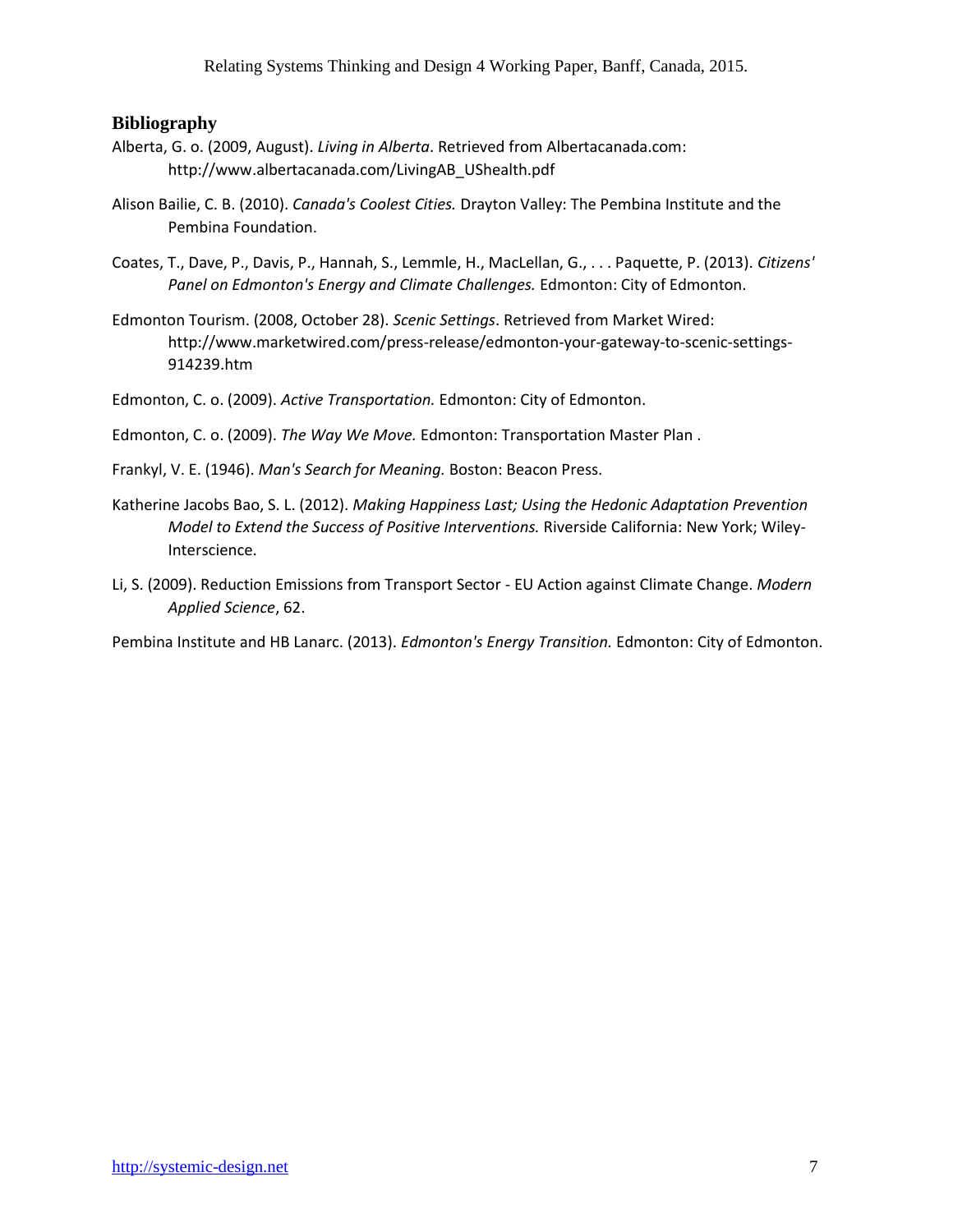## Bibliography

Alberta, G. o. (2009, August). *Living in Alberta*. Retrieved from Albertacanada.com: http://www.albertacanada.com/LivingAB_UShealth.pdf

Alison Bailie, C. B. (2010). *Canada's Coolest Cities.* Drayton Valley: The Pembina Institute and the Pembina Foundation.

Coates, T., Dave, P., Davis, P., Hannah, S., Lemmle, H., MacLellan, G., . . . Paquette, P. (2013). *Citizens' Panel on Edmonton's Energy and Climate Challenges.* Edmonton: City of Edmonton.

Edmonton Tourism. (2008, October 28). *Scenic Settings*. Retrieved from Market Wired: http://www.marketwired.com/press-release/edmonton-your-gateway-to-scenic-settings-914239.htm

Edmonton, C. o. (2009). *Active Transportation.* Edmonton: City of Edmonton.

Edmonton, C. o. (2009). *The Way We Move.* Edmonton: Transportation Master Plan .

Frankyl, V. E. (1946). *Man's Search for Meaning.* Boston: Beacon Press.

Katherine Jacobs Bao, S. L. (2012). *Making Happiness Last; Using the Hedonic Adaptation Prevention Model to Extend the Success of Positive Interventions.* Riverside California: New York; Wiley-Interscience.

Li, S. (2009). Reduction Emissions from Transport Sector - EU Action against Climate Change. *Modern Applied Science*, 62.

Pembina Institute and HB Lanarc. (2013). *Edmonton's Energy Transition.* Edmonton: City of Edmonton.